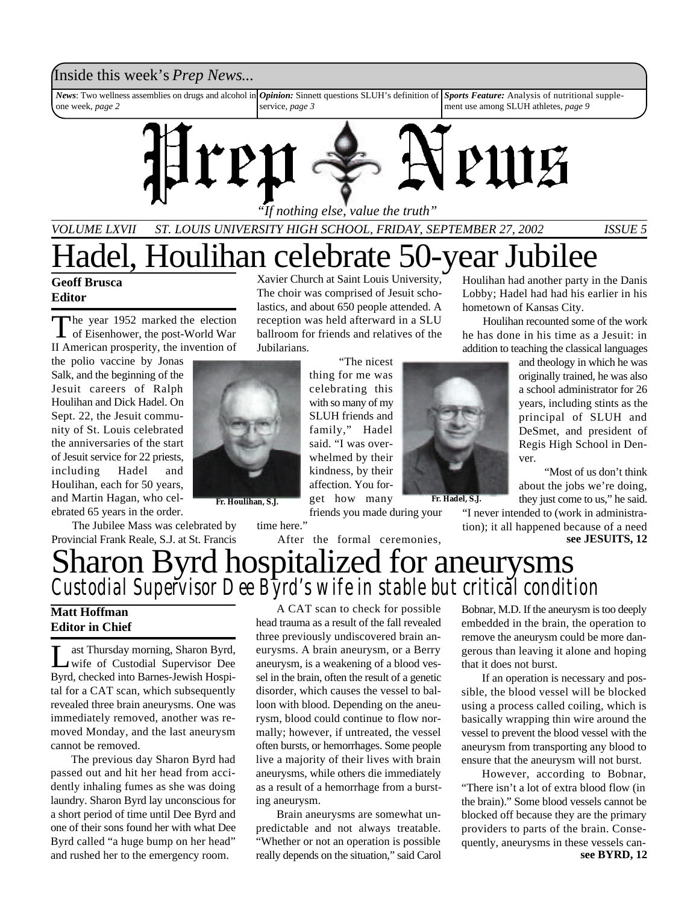Inside this week's *Prep News...*

*News*: Two wellness assemblies on drugs and alcohol in one week, *page 2*

*Opinion:* Sinnett questions SLUH's definition of service, *page 3*

*Sports Feature:* Analysis of nutritional supplement use among SLUH athletes, *page 9*

# Prep News

*"If nothing else, value the truth"*

*VOLUME LXVII ST. LOUIS UNIVERSITY HIGH SCHOOL, FRIDAY, SEPTEMBER 27, 2002 ISSUE 5*

# Hadel, Houlihan celebrate 50-year Jubilee

**Geoff Brusca**
**Editor**

The year 1952 marked the election of Eisenhower, the post-World War II American prosperity, the invention of the polio vaccine by Jonas Salk, and the beginning of the Jesuit careers of Ralph Houlihan and Dick Hadel. On Sept. 22, the Jesuit community of St. Louis celebrated the anniversaries of the start of Jesuit service for 22 priests, including Hadel and Houlihan, each for 50 years, and Martin Hagan, who celebrated 65 years in the order.

The Jubilee Mass was celebrated by Provincial Frank Reale, S.J. at St. Francis Xavier Church at Saint Louis University. The choir was comprised of Jesuit scholastics, and about 650 people attended. A reception was held afterward in a SLU ballroom for friends and relatives of the Jubilarians.

Fr. Houlihan, S.J.

"The nicest thing for me was celebrating this with so many of my SLUH friends and family," Hadel said. "I was overwhelmed by their kindness, by their affection. You forget how many friends you made during your time here."

After the formal ceremonies, Houlihan had another party in the Danis Lobby; Hadel had had his earlier in his hometown of Kansas City.

Fr. Hadel, S.J.

Houlihan recounted some of the work he has done in his time as a Jesuit: in addition to teaching the classical languages and theology in which he was originally trained, he was also a school administrator for 26 years, including stints as the principal of SLUH and DeSmet, and president of Regis High School in Denver.

"Most of us don't think about the jobs we're doing, they just come to us," he said. "I never intended to (work in administration); it all happened because of a need

**see JESUITS, 12**

# Sharon Byrd hospitalized for aneurysms

## Custodial Supervisor Dee Byrd's wife in stable but critical condition

**Matt Hoffman**
**Editor in Chief**

Last Thursday morning, Sharon Byrd, wife of Custodial Supervisor Dee Byrd, checked into Barnes-Jewish Hospital for a CAT scan, which subsequently revealed three brain aneurysms. One was immediately removed, another was removed Monday, and the last aneurysm cannot be removed.

The previous day Sharon Byrd had passed out and hit her head from accidently inhaling fumes as she was doing laundry. Sharon Byrd lay unconscious for a short period of time until Dee Byrd and one of their sons found her with what Dee Byrd called "a huge bump on her head" and rushed her to the emergency room.

A CAT scan to check for possible head trauma as a result of the fall revealed three previously undiscovered brain aneurysms. A brain aneurysm, or a Berry aneurysm, is a weakening of a blood vessel in the brain, often the result of a genetic disorder, which causes the vessel to balloon with blood. Depending on the aneurysm, blood could continue to flow normally; however, if untreated, the vessel often bursts, or hemorrhages. Some people live a majority of their lives with brain aneurysms, while others die immediately as a result of a hemorrhage from a bursting aneurysm.

Brain aneurysms are somewhat unpredictable and not always treatable. "Whether or not an operation is possible really depends on the situation," said Carol Bobnar, M.D. If the aneurysm is too deeply embedded in the brain, the operation to remove the aneurysm could be more dangerous than leaving it alone and hoping that it does not burst.

If an operation is necessary and possible, the blood vessel will be blocked using a process called coiling, which is basically wrapping thin wire around the vessel to prevent the blood vessel with the aneurysm from transporting any blood to ensure that the aneurysm will not burst.

However, according to Bobnar, "There isn't a lot of extra blood flow (in the brain)." Some blood vessels cannot be blocked off because they are the primary providers to parts of the brain. Consequently, aneurysms in these vessels can-

**see BYRD, 12**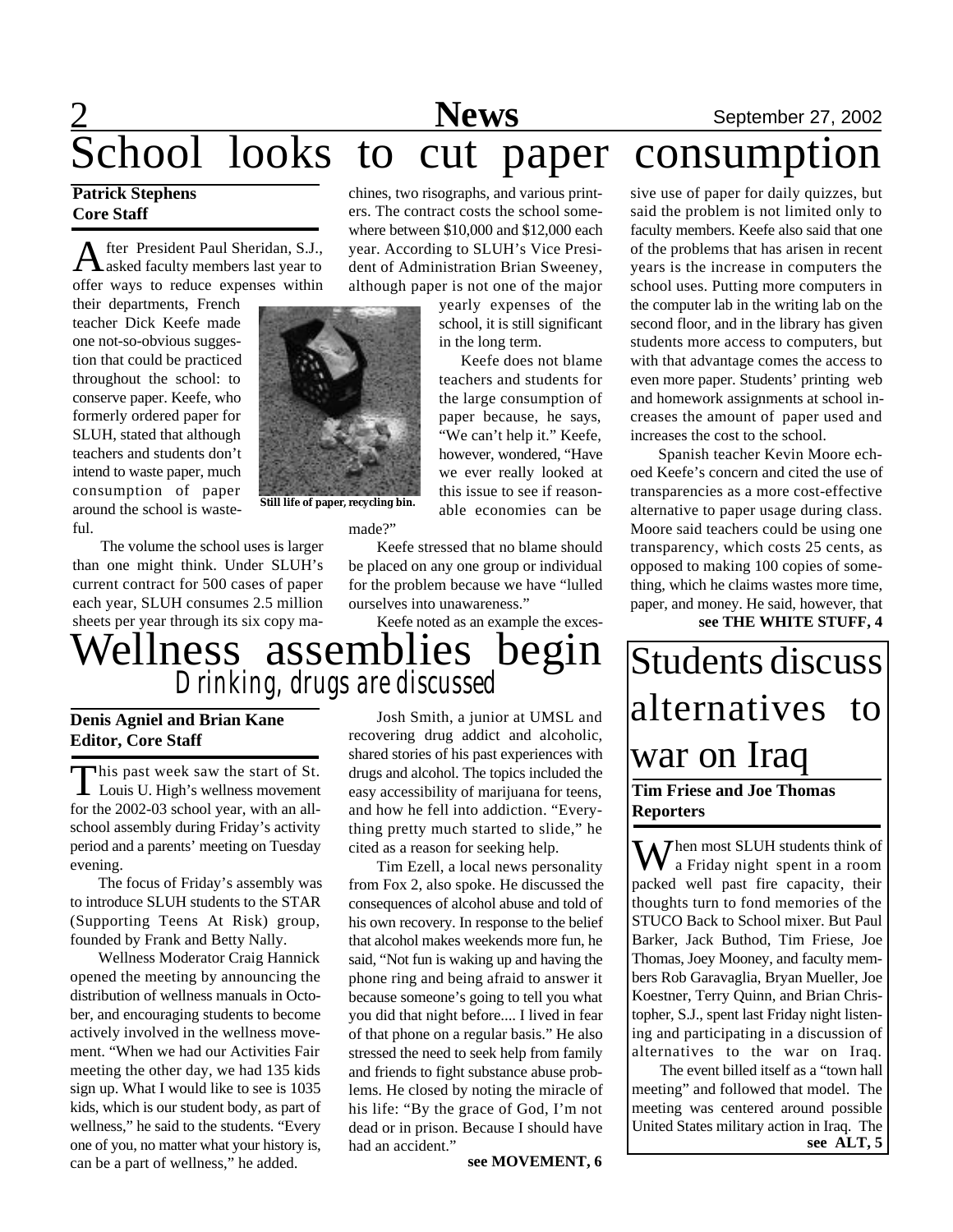# School looks to cut paper consumption

**Patrick Stephens**
**Core Staff**

After President Paul Sheridan, S.J., asked faculty members last year to offer ways to reduce expenses within their departments, French teacher Dick Keefe made one not-so-obvious suggestion that could be practiced throughout the school: to conserve paper. Keefe, who formerly ordered paper for SLUH, stated that although teachers and students don't intend to waste paper, much consumption of paper around the school is wasteful.

The volume the school uses is larger than one might think. Under SLUH's current contract for 500 cases of paper each year, SLUH consumes 2.5 million sheets per year through its six copy machines, two risographs, and various printers. The contract costs the school somewhere between $10,000 and $12,000 each year. According to SLUH's Vice President of Administration Brian Sweeney, although paper is not one of the major yearly expenses of the school, it is still significant in the long term.

Still life of paper, recycling bin.

Keefe does not blame teachers and students for the large consumption of paper because, he says, "We can't help it." Keefe, however, wondered, "Have we ever really looked at this issue to see if reasonable economies can be made?"

Keefe stressed that no blame should be placed on any one group or individual for the problem because we have "lulled ourselves into unawareness."

Keefe noted as an example the excessive use of paper for daily quizzes, but said the problem is not limited only to faculty members. Keefe also said that one of the problems that has arisen in recent years is the increase in computers the school uses. Putting more computers in the computer lab in the writing lab on the second floor, and in the library has given students more access to computers, but with that advantage comes the access to even more paper. Students' printing web and homework assignments at school increases the amount of paper used and increases the cost to the school.

Spanish teacher Kevin Moore echoed Keefe's concern and cited the use of transparencies as a more cost-effective alternative to paper usage during class. Moore said teachers could be using one transparency, which costs 25 cents, as opposed to making 100 copies of something, which he claims wastes more time, paper, and money. He said, however, that

**see THE WHITE STUFF, 4**

# Wellness assemblies begin

## *Drinking, drugs are discussed*

**Denis Agniel and Brian Kane**
**Editor, Core Staff**

This past week saw the start of St. Louis U. High's wellness movement for the 2002-03 school year, with an all-school assembly during Friday's activity period and a parents' meeting on Tuesday evening.

The focus of Friday's assembly was to introduce SLUH students to the STAR (Supporting Teens At Risk) group, founded by Frank and Betty Nally.

Wellness Moderator Craig Hannick opened the meeting by announcing the distribution of wellness manuals in October, and encouraging students to become actively involved in the wellness movement. "When we had our Activities Fair meeting the other day, we had 135 kids sign up. What I would like to see is 1035 kids, which is our student body, as part of wellness," he said to the students. "Every one of you, no matter what your history is, can be a part of wellness," he added.

Josh Smith, a junior at UMSL and recovering drug addict and alcoholic, shared stories of his past experiences with drugs and alcohol. The topics included the easy accessibility of marijuana for teens, and how he fell into addiction. "Everything pretty much started to slide," he cited as a reason for seeking help.

Tim Ezell, a local news personality from Fox 2, also spoke. He discussed the consequences of alcohol abuse and told of his own recovery. In response to the belief that alcohol makes weekends more fun, he said, "Not fun is waking up and having the phone ring and being afraid to answer it because someone's going to tell you what you did that night before.... I lived in fear of that phone on a regular basis." He also stressed the need to seek help from family and friends to fight substance abuse problems. He closed by noting the miracle of his life: "By the grace of God, I'm not dead or in prison. Because I should have had an accident."

**see MOVEMENT, 6**

# Students discuss alternatives to war on Iraq

**Tim Friese and Joe Thomas**
**Reporters**

When most SLUH students think of a Friday night spent in a room packed well past fire capacity, their thoughts turn to fond memories of the STUCO Back to School mixer. But Paul Barker, Jack Buthod, Tim Friese, Joe Thomas, Joey Mooney, and faculty members Rob Garavaglia, Bryan Mueller, Joe Koestner, Terry Quinn, and Brian Christopher, S.J., spent last Friday night listening and participating in a discussion of alternatives to the war on Iraq.

The event billed itself as a "town hall meeting" and followed that model. The meeting was centered around possible United States military action in Iraq. The

**see ALT, 5**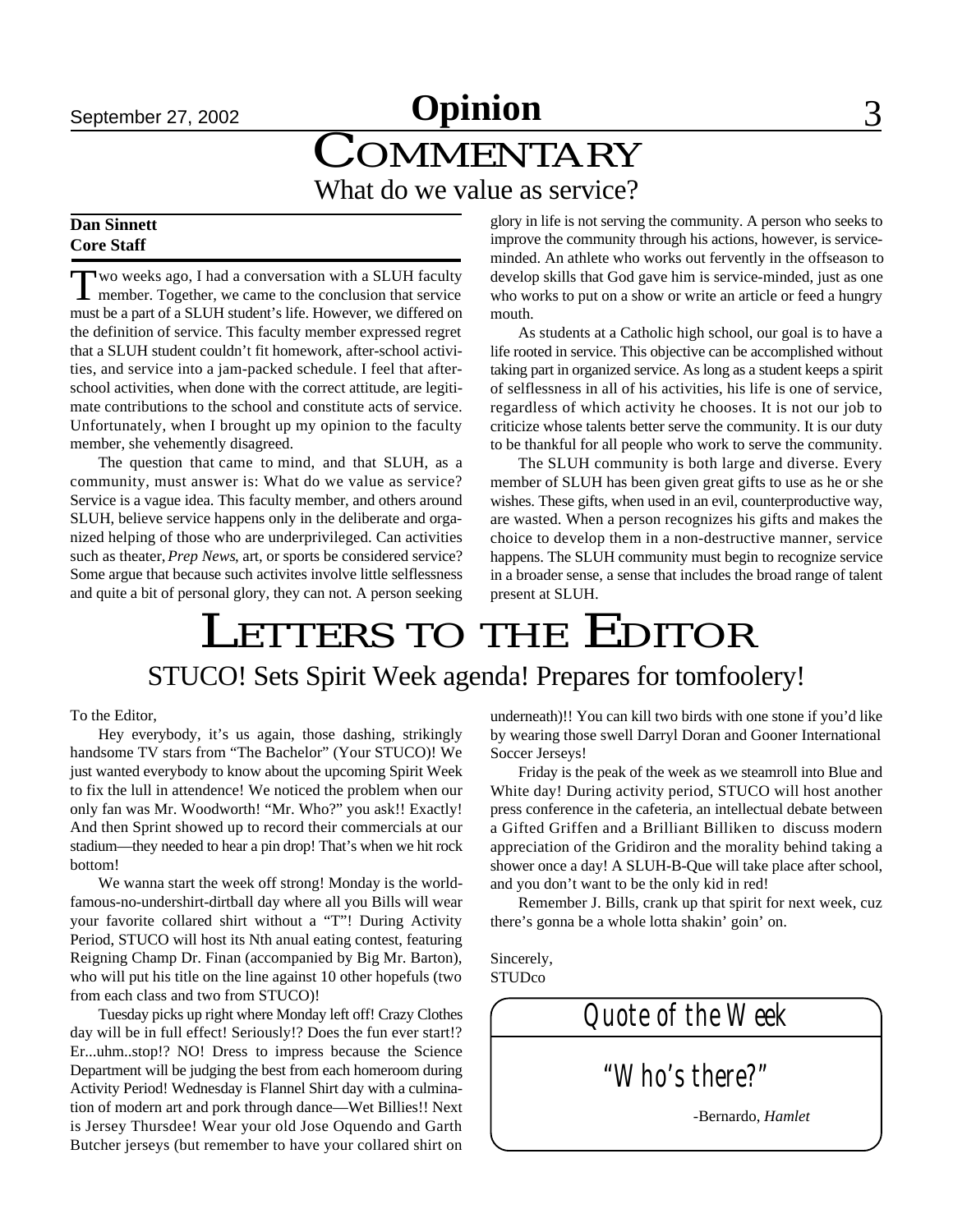# Opinion

# COMMENTARY

## What do we value as service?

**Dan Sinnett**
**Core Staff**

Two weeks ago, I had a conversation with a SLUH faculty member. Together, we came to the conclusion that service must be a part of a SLUH student's life. However, we differed on the definition of service. This faculty member expressed regret that a SLUH student couldn't fit homework, after-school activities, and service into a jam-packed schedule. I feel that after-school activities, when done with the correct attitude, are legitimate contributions to the school and constitute acts of service. Unfortunately, when I brought up my opinion to the faculty member, she vehemently disagreed.

The question that came to mind, and that SLUH, as a community, must answer is: What do we value as service? Service is a vague idea. This faculty member, and others around SLUH, believe service happens only in the deliberate and organized helping of those who are underprivileged. Can activities such as theater, *Prep News*, art, or sports be considered service? Some argue that because such activites involve little selflessness and quite a bit of personal glory, they can not. A person seeking glory in life is not serving the community. A person who seeks to improve the community through his actions, however, is service-minded. An athlete who works out fervently in the offseason to develop skills that God gave him is service-minded, just as one who works to put on a show or write an article or feed a hungry mouth.

As students at a Catholic high school, our goal is to have a life rooted in service. This objective can be accomplished without taking part in organized service. As long as a student keeps a spirit of selflessness in all of his activities, his life is one of service, regardless of which activity he chooses. It is not our job to criticize whose talents better serve the community. It is our duty to be thankful for all people who work to serve the community.

The SLUH community is both large and diverse. Every member of SLUH has been given great gifts to use as he or she wishes. These gifts, when used in an evil, counterproductive way, are wasted. When a person recognizes his gifts and makes the choice to develop them in a non-destructive manner, service happens. The SLUH community must begin to recognize service in a broader sense, a sense that includes the broad range of talent present at SLUH.

# LETTERS TO THE EDITOR

## STUCO! Sets Spirit Week agenda! Prepares for tomfoolery!

To the Editor,

Hey everybody, it's us again, those dashing, strikingly handsome TV stars from "The Bachelor" (Your STUCO)! We just wanted everybody to know about the upcoming Spirit Week to fix the lull in attendence! We noticed the problem when our only fan was Mr. Woodworth! "Mr. Who?" you ask!! Exactly! And then Sprint showed up to record their commercials at our stadium—they needed to hear a pin drop! That's when we hit rock bottom!

We wanna start the week off strong! Monday is the world-famous-no-undershirt-dirtball day where all you Bills will wear your favorite collared shirt without a "T"! During Activity Period, STUCO will host its Nth anual eating contest, featuring Reigning Champ Dr. Finan (accompanied by Big Mr. Barton), who will put his title on the line against 10 other hopefuls (two from each class and two from STUCO)!

Tuesday picks up right where Monday left off! Crazy Clothes day will be in full effect! Seriously!? Does the fun ever start!? Er...uhm..stop!? NO! Dress to impress because the Science Department will be judging the best from each homeroom during Activity Period! Wednesday is Flannel Shirt day with a culmination of modern art and pork through dance—Wet Billies!! Next is Jersey Thursdee! Wear your old Jose Oquendo and Garth Butcher jerseys (but remember to have your collared shirt on underneath)!! You can kill two birds with one stone if you'd like by wearing those swell Darryl Doran and Gooner International Soccer Jerseys!

Friday is the peak of the week as we steamroll into Blue and White day! During activity period, STUCO will host another press conference in the cafeteria, an intellectual debate between a Gifted Griffen and a Brilliant Billiken to discuss modern appreciation of the Gridiron and the morality behind taking a shower once a day! A SLUH-B-Que will take place after school, and you don't want to be the only kid in red!

Remember J. Bills, crank up that spirit for next week, cuz there's gonna be a whole lotta shakin' goin' on.

Sincerely,
STUDco

### Quote of the Week

"Who's there?"

-Bernardo, *Hamlet*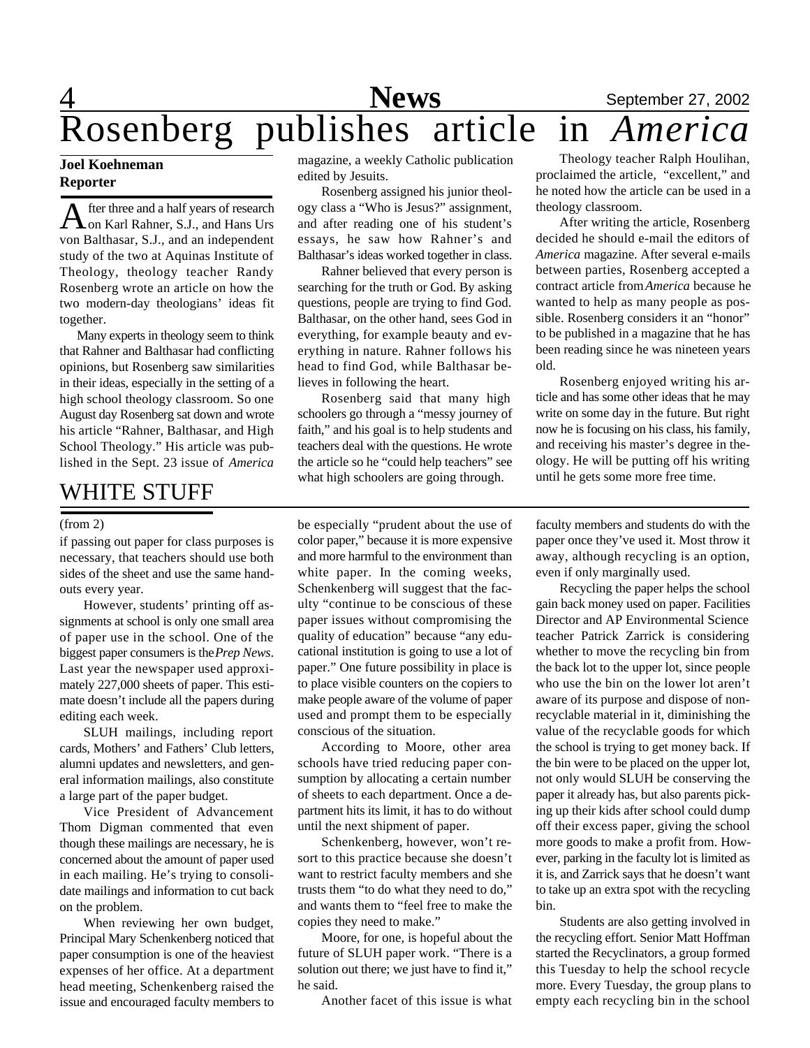# Rosenberg publishes article in *America*

**Joel Koehneman**
**Reporter**

After three and a half years of research on Karl Rahner, S.J., and Hans Urs von Balthasar, S.J., and an independent study of the two at Aquinas Institute of Theology, theology teacher Randy Rosenberg wrote an article on how the two modern-day theologians' ideas fit together.

Many experts in theology seem to think that Rahner and Balthasar had conflicting opinions, but Rosenberg saw similarities in their ideas, especially in the setting of a high school theology classroom. So one August day Rosenberg sat down and wrote his article "Rahner, Balthasar, and High School Theology." His article was published in the Sept. 23 issue of *America* magazine, a weekly Catholic publication edited by Jesuits.

Rosenberg assigned his junior theology class a "Who is Jesus?" assignment, and after reading one of his student's essays, he saw how Rahner's and Balthasar's ideas worked together in class.

Rahner believed that every person is searching for the truth or God. By asking questions, people are trying to find God. Balthasar, on the other hand, sees God in everything, for example beauty and everything in nature. Rahner follows his head to find God, while Balthasar believes in following the heart.

Rosenberg said that many high schoolers go through a "messy journey of faith," and his goal is to help students and teachers deal with the questions. He wrote the article so he "could help teachers" see what high schoolers are going through.

Theology teacher Ralph Houlihan, proclaimed the article, "excellent," and he noted how the article can be used in a theology classroom.

After writing the article, Rosenberg decided he should e-mail the editors of *America* magazine. After several e-mails between parties, Rosenberg accepted a contract article from *America* because he wanted to help as many people as possible. Rosenberg considers it an "honor" to be published in a magazine that he has been reading since he was nineteen years old.

Rosenberg enjoyed writing his article and has some other ideas that he may write on some day in the future. But right now he is focusing on his class, his family, and receiving his master's degree in theology. He will be putting off his writing until he gets some more free time.

## WHITE STUFF

(from 2)

if passing out paper for class purposes is necessary, that teachers should use both sides of the sheet and use the same handouts every year.

However, students' printing off assignments at school is only one small area of paper use in the school. One of the biggest paper consumers is the *Prep News*. Last year the newspaper used approximately 227,000 sheets of paper. This estimate doesn't include all the papers during editing each week.

SLUH mailings, including report cards, Mothers' and Fathers' Club letters, alumni updates and newsletters, and general information mailings, also constitute a large part of the paper budget.

Vice President of Advancement Thom Digman commented that even though these mailings are necessary, he is concerned about the amount of paper used in each mailing. He's trying to consolidate mailings and information to cut back on the problem.

When reviewing her own budget, Principal Mary Schenkenberg noticed that paper consumption is one of the heaviest expenses of her office. At a department head meeting, Schenkenberg raised the issue and encouraged faculty members to be especially "prudent about the use of color paper," because it is more expensive and more harmful to the environment than white paper. In the coming weeks, Schenkenberg will suggest that the faculty "continue to be conscious of these paper issues without compromising the quality of education" because "any educational institution is going to use a lot of paper." One future possibility in place is to place visible counters on the copiers to make people aware of the volume of paper used and prompt them to be especially conscious of the situation.

According to Moore, other area schools have tried reducing paper consumption by allocating a certain number of sheets to each department. Once a department hits its limit, it has to do without until the next shipment of paper.

Schenkenberg, however, won't resort to this practice because she doesn't want to restrict faculty members and she trusts them "to do what they need to do," and wants them to "feel free to make the copies they need to make."

Moore, for one, is hopeful about the future of SLUH paper work. "There is a solution out there; we just have to find it," he said.

Another facet of this issue is what faculty members and students do with the paper once they've used it. Most throw it away, although recycling is an option, even if only marginally used.

Recycling the paper helps the school gain back money used on paper. Facilities Director and AP Environmental Science teacher Patrick Zarrick is considering whether to move the recycling bin from the back lot to the upper lot, since people who use the bin on the lower lot aren't aware of its purpose and dispose of non-recyclable material in it, diminishing the value of the recyclable goods for which the school is trying to get money back. If the bin were to be placed on the upper lot, not only would SLUH be conserving the paper it already has, but also parents picking up their kids after school could dump off their excess paper, giving the school more goods to make a profit from. However, parking in the faculty lot is limited as it is, and Zarrick says that he doesn't want to take up an extra spot with the recycling bin.

Students are also getting involved in the recycling effort. Senior Matt Hoffman started the Recyclinators, a group formed this Tuesday to help the school recycle more. Every Tuesday, the group plans to empty each recycling bin in the school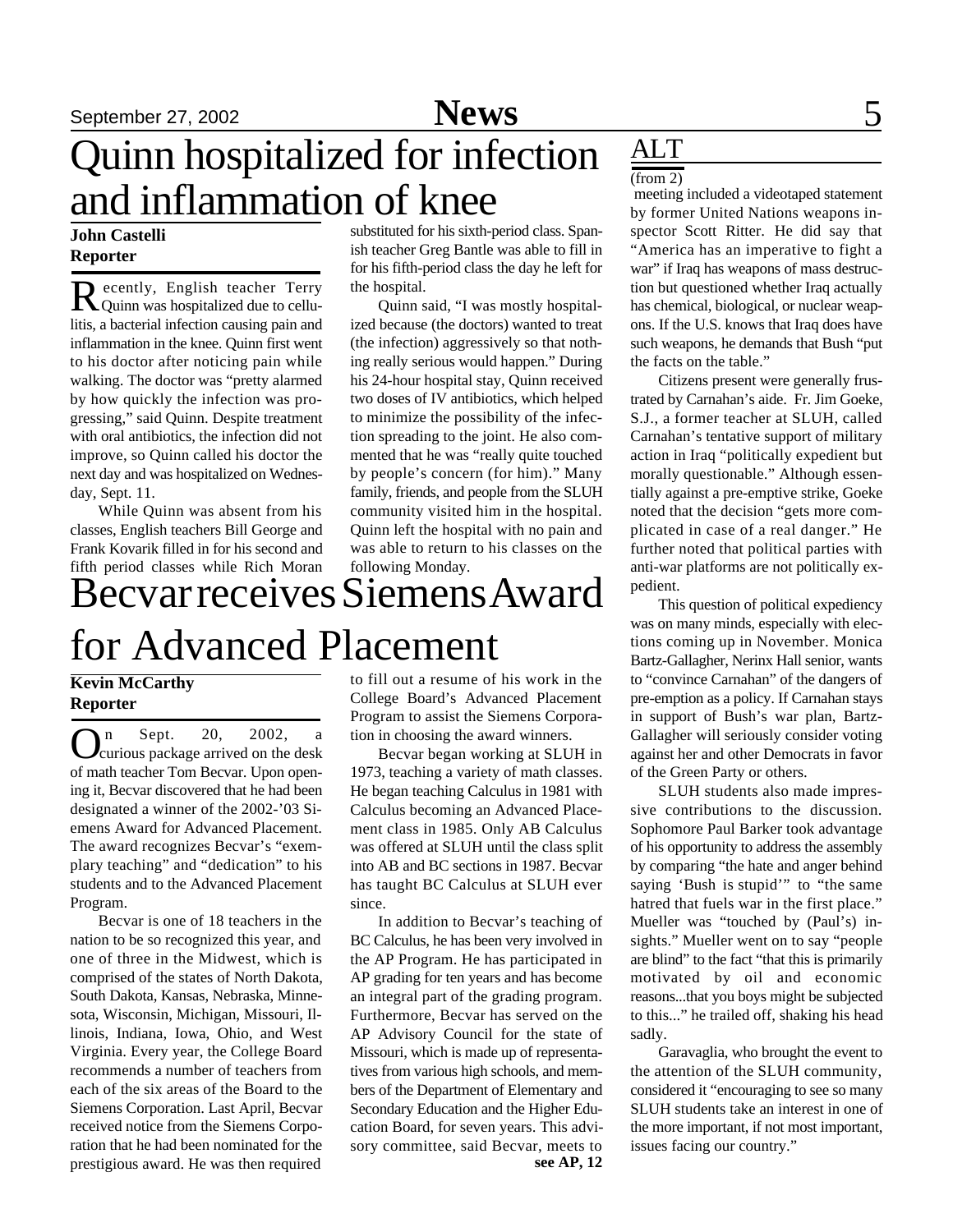# Quinn hospitalized for infection and inflammation of knee

**John Castelli**
**Reporter**

Recently, English teacher Terry Quinn was hospitalized due to cellulitis, a bacterial infection causing pain and inflammation in the knee. Quinn first went to his doctor after noticing pain while walking. The doctor was "pretty alarmed by how quickly the infection was progressing," said Quinn. Despite treatment with oral antibiotics, the infection did not improve, so Quinn called his doctor the next day and was hospitalized on Wednesday, Sept. 11.

While Quinn was absent from his classes, English teachers Bill George and Frank Kovarik filled in for his second and fifth period classes while Rich Moran substituted for his sixth-period class. Spanish teacher Greg Bantle was able to fill in for his fifth-period class the day he left for the hospital.

Quinn said, "I was mostly hospitalized because (the doctors) wanted to treat (the infection) aggressively so that nothing really serious would happen." During his 24-hour hospital stay, Quinn received two doses of IV antibiotics, which helped to minimize the possibility of the infection spreading to the joint. He also commented that he was "really quite touched by people's concern (for him)." Many family, friends, and people from the SLUH community visited him in the hospital. Quinn left the hospital with no pain and was able to return to his classes on the following Monday.

# Becvar receives Siemens Award for Advanced Placement

**Kevin McCarthy**
**Reporter**

On Sept. 20, 2002, a curious package arrived on the desk of math teacher Tom Becvar. Upon opening it, Becvar discovered that he had been designated a winner of the 2002-'03 Siemens Award for Advanced Placement. The award recognizes Becvar's "exemplary teaching" and "dedication" to his students and to the Advanced Placement Program.

Becvar is one of 18 teachers in the nation to be so recognized this year, and one of three in the Midwest, which is comprised of the states of North Dakota, South Dakota, Kansas, Nebraska, Minnesota, Wisconsin, Michigan, Missouri, Illinois, Indiana, Iowa, Ohio, and West Virginia. Every year, the College Board recommends a number of teachers from each of the six areas of the Board to the Siemens Corporation. Last April, Becvar received notice from the Siemens Corporation that he had been nominated for the prestigious award. He was then required to fill out a resume of his work in the College Board's Advanced Placement Program to assist the Siemens Corporation in choosing the award winners.

Becvar began working at SLUH in 1973, teaching a variety of math classes. He began teaching Calculus in 1981 with Calculus becoming an Advanced Placement class in 1985. Only AB Calculus was offered at SLUH until the class split into AB and BC sections in 1987. Becvar has taught BC Calculus at SLUH ever since.

In addition to Becvar's teaching of BC Calculus, he has been very involved in the AP Program. He has participated in AP grading for ten years and has become an integral part of the grading program. Furthermore, Becvar has served on the AP Advisory Council for the state of Missouri, which is made up of representatives from various high schools, and members of the Department of Elementary and Secondary Education and the Higher Education Board, for seven years. This advisory committee, said Becvar, meets to

**see AP, 12**

## ALT

(from 2)

meeting included a videotaped statement by former United Nations weapons inspector Scott Ritter. He did say that "America has an imperative to fight a war" if Iraq has weapons of mass destruction but questioned whether Iraq actually has chemical, biological, or nuclear weapons. If the U.S. knows that Iraq does have such weapons, he demands that Bush "put the facts on the table."

Citizens present were generally frustrated by Carnahan's aide. Fr. Jim Goeke, S.J., a former teacher at SLUH, called Carnahan's tentative support of military action in Iraq "politically expedient but morally questionable." Although essentially against a pre-emptive strike, Goeke noted that the decision "gets more complicated in case of a real danger." He further noted that political parties with anti-war platforms are not politically expedient.

This question of political expediency was on many minds, especially with elections coming up in November. Monica Bartz-Gallagher, Nerinx Hall senior, wants to "convince Carnahan" of the dangers of pre-emption as a policy. If Carnahan stays in support of Bush's war plan, Bartz-Gallagher will seriously consider voting against her and other Democrats in favor of the Green Party or others.

SLUH students also made impressive contributions to the discussion. Sophomore Paul Barker took advantage of his opportunity to address the assembly by comparing "the hate and anger behind saying 'Bush is stupid'" to "the same hatred that fuels war in the first place." Mueller was "touched by (Paul's) insights." Mueller went on to say "people are blind" to the fact "that this is primarily motivated by oil and economic reasons...that you boys might be subjected to this..." he trailed off, shaking his head sadly.

Garavaglia, who brought the event to the attention of the SLUH community, considered it "encouraging to see so many SLUH students take an interest in one of the more important, if not most important, issues facing our country."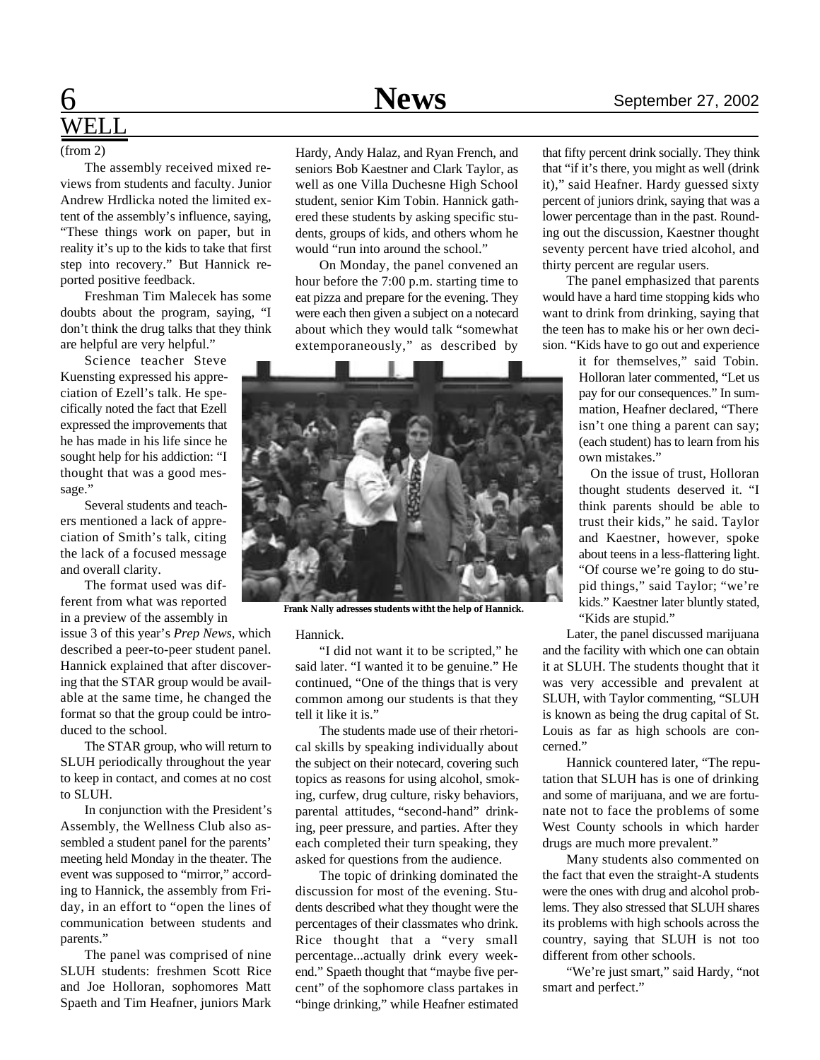# WELL

(from 2)

The assembly received mixed reviews from students and faculty. Junior Andrew Hrdlicka noted the limited extent of the assembly's influence, saying, "These things work on paper, but in reality it's up to the kids to take that first step into recovery." But Hannick reported positive feedback.

Freshman Tim Malecek has some doubts about the program, saying, "I don't think the drug talks that they think are helpful are very helpful."

Science teacher Steve Kuensting expressed his appreciation of Ezell's talk. He specifically noted the fact that Ezell expressed the improvements that he has made in his life since he sought help for his addiction: "I thought that was a good message."

Several students and teachers mentioned a lack of appreciation of Smith's talk, citing the lack of a focused message and overall clarity.

The format used was different from what was reported in a preview of the assembly in issue 3 of this year's *Prep News*, which described a peer-to-peer student panel. Hannick explained that after discovering that the STAR group would be available at the same time, he changed the format so that the group could be introduced to the school.

The STAR group, who will return to SLUH periodically throughout the year to keep in contact, and comes at no cost to SLUH.

In conjunction with the President's Assembly, the Wellness Club also assembled a student panel for the parents' meeting held Monday in the theater. The event was supposed to "mirror," according to Hannick, the assembly from Friday, in an effort to "open the lines of communication between students and parents."

The panel was comprised of nine SLUH students: freshmen Scott Rice and Joe Holloran, sophomores Matt Spaeth and Tim Heafner, juniors Mark Hardy, Andy Halaz, and Ryan French, and seniors Bob Kaestner and Clark Taylor, as well as one Villa Duchesne High School student, senior Kim Tobin. Hannick gathered these students by asking specific students, groups of kids, and others whom he would "run into around the school."

On Monday, the panel convened an hour before the 7:00 p.m. starting time to eat pizza and prepare for the evening. They were each then given a subject on a notecard about which they would talk "somewhat extemporaneously," as described by Hannick.

Frank Nally adresses students witht the help of Hannick.

"I did not want it to be scripted," he said later. "I wanted it to be genuine." He continued, "One of the things that is very common among our students is that they tell it like it is."

The students made use of their rhetorical skills by speaking individually about the subject on their notecard, covering such topics as reasons for using alcohol, smoking, curfew, drug culture, risky behaviors, parental attitudes, "second-hand" drinking, peer pressure, and parties. After they each completed their turn speaking, they asked for questions from the audience.

The topic of drinking dominated the discussion for most of the evening. Students described what they thought were the percentages of their classmates who drink. Rice thought that a "very small percentage...actually drink every weekend." Spaeth thought that "maybe five percent" of the sophomore class partakes in "binge drinking," while Heafner estimated that fifty percent drink socially. They think that "if it's there, you might as well (drink it)," said Heafner. Hardy guessed sixty percent of juniors drink, saying that was a lower percentage than in the past. Rounding out the discussion, Kaestner thought seventy percent have tried alcohol, and thirty percent are regular users.

The panel emphasized that parents would have a hard time stopping kids who want to drink from drinking, saying that the teen has to make his or her own decision. "Kids have to go out and experience it for themselves," said Tobin. Holloran later commented, "Let us pay for our consequences." In summation, Heafner declared, "There isn't one thing a parent can say; (each student) has to learn from his own mistakes."

On the issue of trust, Holloran thought students deserved it. "I think parents should be able to trust their kids," he said. Taylor and Kaestner, however, spoke about teens in a less-flattering light. "Of course we're going to do stupid things," said Taylor; "we're kids." Kaestner later bluntly stated, "Kids are stupid."

Later, the panel discussed marijuana and the facility with which one can obtain it at SLUH. The students thought that it was very accessible and prevalent at SLUH, with Taylor commenting, "SLUH is known as being the drug capital of St. Louis as far as high schools are concerned."

Hannick countered later, "The reputation that SLUH has is one of drinking and some of marijuana, and we are fortunate not to face the problems of some West County schools in which harder drugs are much more prevalent."

Many students also commented on the fact that even the straight-A students were the ones with drug and alcohol problems. They also stressed that SLUH shares its problems with high schools across the country, saying that SLUH is not too different from other schools.

"We're just smart," said Hardy, "not smart and perfect."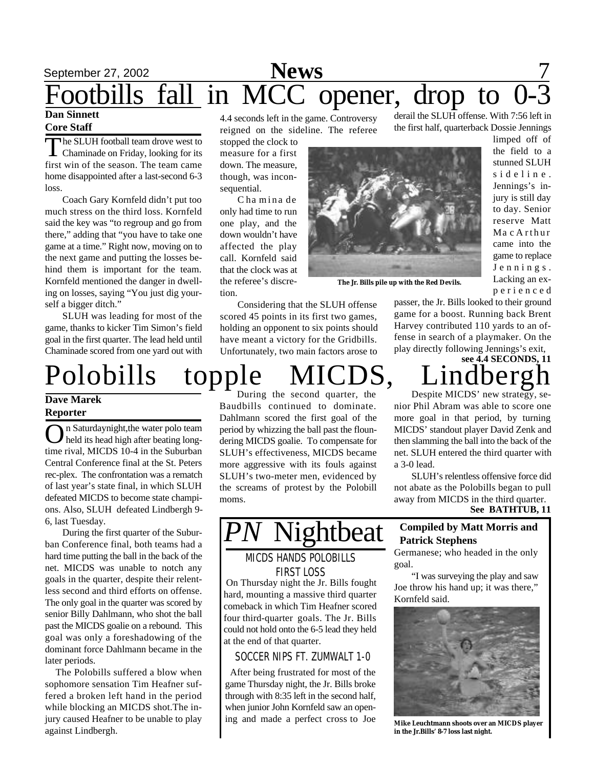# Footbills fall in MCC opener, drop to 0-3

**Dan Sinnett**
**Core Staff**

The SLUH football team drove west to Chaminade on Friday, looking for its first win of the season. The team came home disappointed after a last-second 6-3 loss.

Coach Gary Kornfeld didn't put too much stress on the third loss. Kornfeld said the key was "to regroup and go from there," adding that "you have to take one game at a time." Right now, moving on to the next game and putting the losses behind them is important for the team. Kornfeld mentioned the danger in dwelling on losses, saying "You just dig yourself a bigger ditch."

SLUH was leading for most of the game, thanks to kicker Tim Simon's field goal in the first quarter. The lead held until Chaminade scored from one yard out with 4.4 seconds left in the game. Controversy reigned on the sideline. The referee stopped the clock to measure for a first down. The measure, though, was inconsequential.

Chaminade only had time to run one play, and the down wouldn't have affected the play call. Kornfeld said that the clock was at the referee's discretion.

Considering that the SLUH offense scored 45 points in its first two games, holding an opponent to six points should have meant a victory for the Gridbills. Unfortunately, two main factors arose to derail the SLUH offense. With 7:56 left in the first half, quarterback Dossie Jennings limped off of the field to a stunned SLUH sideline. Jennings's injury is still day to day. Senior reserve Matt MacArthur came into the game to replace Jennings. Lacking an experienced passer, the Jr. Bills looked to their ground game for a boost. Running back Brent Harvey contributed 110 yards to an offense in search of a playmaker. On the play directly following Jennings's exit,

**see 4.4 SECONDS, 11**

The Jr. Bills pile up with the Red Devils.

# Polobills topple MICDS, Lindbergh

**Dave Marek**
**Reporter**

On Saturday night, the water polo team held its head high after beating longtime rival, MICDS 10-4 in the Suburban Central Conference final at the St. Peters rec-plex. The confrontation was a rematch of last year's state final, in which SLUH defeated MICDS to become state champions. Also, SLUH defeated Lindbergh 9-6, last Tuesday.

During the first quarter of the Suburban Conference final, both teams had a hard time putting the ball in the back of the net. MICDS was unable to notch any goals in the quarter, despite their relentless second and third efforts on offense. The only goal in the quarter was scored by senior Billy Dahlmann, who shot the ball past the MICDS goalie on a rebound. This goal was only a foreshadowing of the dominant force Dahlmann became in the later periods.

The Polobills suffered a blow when sophomore sensation Tim Heafner suffered a broken left hand in the period while blocking an MICDS shot. The injury caused Heafner to be unable to play against Lindbergh.

During the second quarter, the Baudbills continued to dominate. Dahlmann scored the first goal of the period by whizzing the ball past the floundering MICDS goalie. To compensate for SLUH's effectiveness, MICDS became more aggressive with its fouls against SLUH's two-meter men, evidenced by the screams of protest by the Polobill moms.

Despite MICDS' new strategy, senior Phil Abram was able to score one more goal in that period, by turning MICDS' standout player David Zenk and then slamming the ball into the back of the net. SLUH entered the third quarter with a 3-0 lead.

SLUH's relentless offensive force did not abate as the Polobills began to pull away from MICDS in the third quarter.

**See BATHTUB, 11**

# *PN* Nightbeat

**Compiled by Matt Morris and Patrick Stephens**

## MICDS HANDS POLOBILLS FIRST LOSS

On Thursday night the Jr. Bills fought hard, mounting a massive third quarter comeback in which Tim Heafner scored four third-quarter goals. The Jr. Bills could not hold onto the 6-5 lead they held at the end of that quarter.

## SOCCER NIPS FT. ZUMWALT 1-0

After being frustrated for most of the game Thursday night, the Jr. Bills broke through with 8:35 left in the second half, when junior John Kornfeld saw an opening and made a perfect cross to Joe Germanese; who headed in the only goal.

"I was surveying the play and saw Joe throw his hand up; it was there," Kornfeld said.

Mike Leuchtmann shoots over an MICDS player in the Jr.Bills' 8-7 loss last night.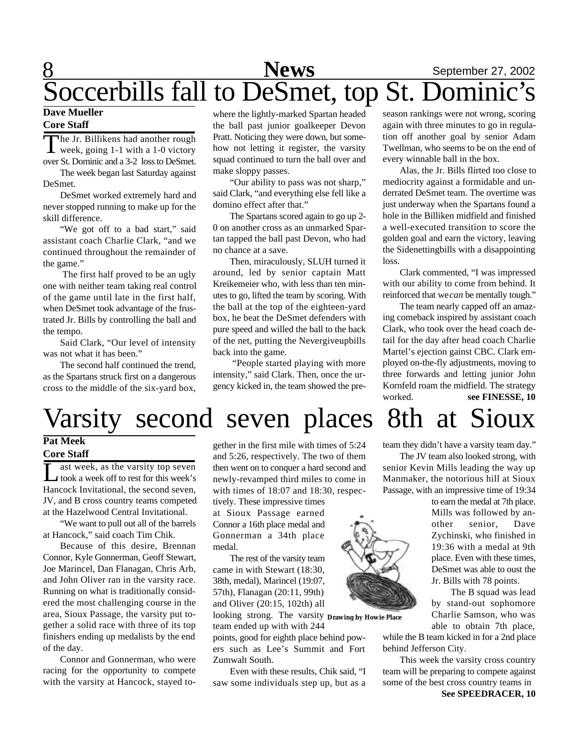# Soccerbills fall to DeSmet, top St. Dominic's

**Dave Mueller**
**Core Staff**

The Jr. Billikens had another rough week, going 1-1 with a 1-0 victory over St. Dominic and a 3-2 loss to DeSmet.

The week began last Saturday against DeSmet.

DeSmet worked extremely hard and never stopped running to make up for the skill difference.

"We got off to a bad start," said assistant coach Charlie Clark, "and we continued throughout the remainder of the game."

The first half proved to be an ugly one with neither team taking real control of the game until late in the first half, when DeSmet took advantage of the frustrated Jr. Bills by controlling the ball and the tempo.

Said Clark, "Our level of intensity was not what it has been."

The second half continued the trend, as the Spartans struck first on a dangerous cross to the middle of the six-yard box, where the lightly-marked Spartan headed the ball past junior goalkeeper Devon Pratt. Noticing they were down, but somehow not letting it register, the varsity squad continued to turn the ball over and make sloppy passes.

"Our ability to pass was not sharp," said Clark, "and everything else fell like a domino effect after that."

The Spartans scored again to go up 2-0 on another cross as an unmarked Spartan tapped the ball past Devon, who had no chance at a save.

Then, miraculously, SLUH turned it around, led by senior captain Matt Kreikemeier who, with less than ten minutes to go, lifted the team by scoring. With the ball at the top of the eighteen-yard box, he beat the DeSmet defenders with pure speed and willed the ball to the back of the net, putting the Nevergiveupbills back into the game.

"People started playing with more intensity," said Clark. Then, once the urgency kicked in, the team showed the preseason rankings were not wrong, scoring again with three minutes to go in regulation off another goal by senior Adam Twellman, who seems to be on the end of every winnable ball in the box.

Alas, the Jr. Bills flirted too close to mediocrity against a formidable and underrated DeSmet team. The overtime was just underway when the Spartans found a hole in the Billiken midfield and finished a well-executed transition to score the golden goal and earn the victory, leaving the Sidenettingbills with a disappointing loss.

Clark commented, "I was impressed with our ability to come from behind. It reinforced that we *can* be mentally tough."

The team nearly capped off an amazing comeback inspired by assistant coach Clark, who took over the head coach detail for the day after head coach Charlie Martel's ejection gainst CBC. Clark employed on-the-fly adjustments, moving to three forwards and letting junior John Kornfeld roam the midfield. The strategy worked. **see FINESSE, 10**

# Varsity second seven places 8th at Sioux

**Pat Meek**
**Core Staff**

Last week, as the varsity top seven took a week off to rest for this week's Hancock Invitational, the second seven, JV, and B cross country teams competed at the Hazelwood Central Invitational.

"We want to pull out all of the barrels at Hancock," said coach Tim Chik.

Because of this desire, Brennan Connor, Kyle Gonnerman, Geoff Stewart, Joe Marincel, Dan Flanagan, Chris Arb, and John Oliver ran in the varsity race. Running on what is traditionally considered the most challenging course in the area, Sioux Passage, the varsity put together a solid race with three of its top finishers ending up medalists by the end of the day.

Connor and Gonnerman, who were racing for the opportunity to compete with the varsity at Hancock, stayed together in the first mile with times of 5:24 and 5:26, respectively. The two of them then went on to conquer a hard second and newly-revamped third miles to come in with times of 18:07 and 18:30, respectively. These impressive times at Sioux Passage earned Connor a 16th place medal and Gonnerman a 34th place medal.

The rest of the varsity team came in with Stewart (18:30, 38th, medal), Marincel (19:07, 57th), Flanagan (20:11, 99th) and Oliver (20:15, 102th) all looking strong. The varsity team ended up with with 244 points, good for eighth place behind powers such as Lee's Summit and Fort Zumwalt South.

**Drawing by Howie Place**

Even with these results, Chik said, "I saw some individuals step up, but as a team they didn't have a varsity team day."

The JV team also looked strong, with senior Kevin Mills leading the way up Manmaker, the notorious hill at Sioux Passage, with an impressive time of 19:34 to earn the medal at 7th place. Mills was followed by another senior, Dave Zychinski, who finished in 19:36 with a medal at 9th place. Even with these times, DeSmet was able to oust the Jr. Bills with 78 points.

The B squad was lead by stand-out sophomore Charlie Samson, who was able to obtain 7th place, while the B team kicked in for a 2nd place behind Jefferson City.

This week the varsity cross country team will be preparing to compete against some of the best cross country teams in

**See SPEEDRACER, 10**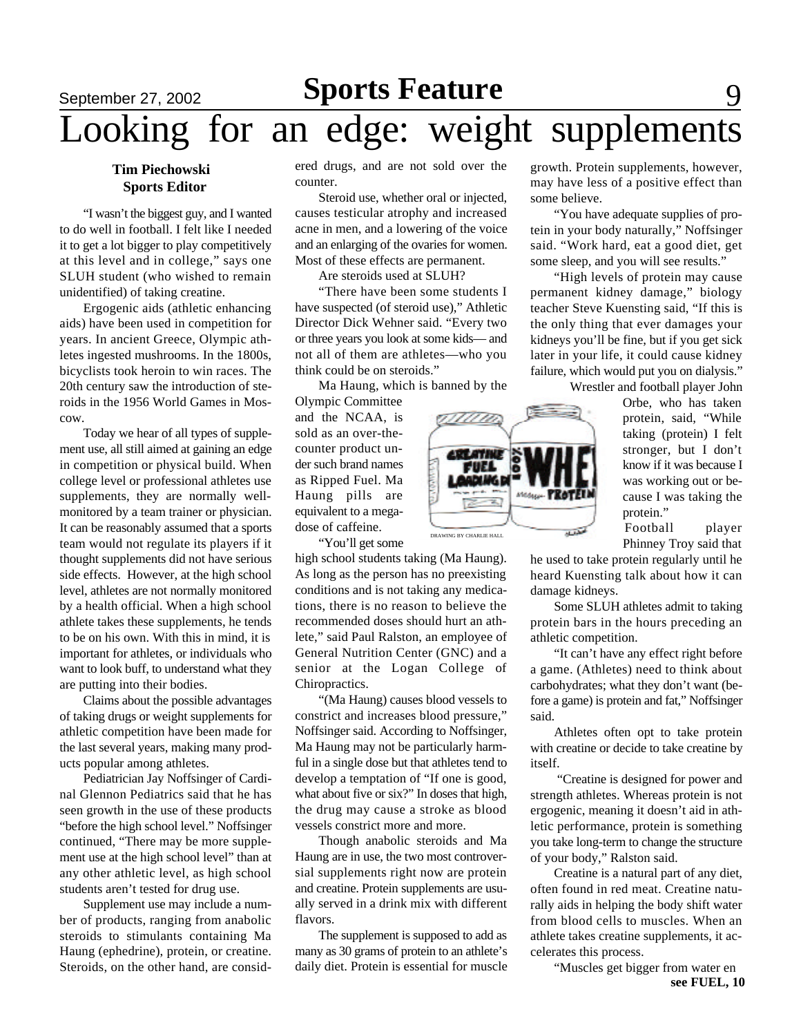# Looking for an edge: weight supplements

**Tim Piechowski**
**Sports Editor**

"I wasn't the biggest guy, and I wanted to do well in football. I felt like I needed it to get a lot bigger to play competitively at this level and in college," says one SLUH student (who wished to remain unidentified) of taking creatine.

Ergogenic aids (athletic enhancing aids) have been used in competition for years. In ancient Greece, Olympic athletes ingested mushrooms. In the 1800s, bicyclists took heroin to win races. The 20th century saw the introduction of steroids in the 1956 World Games in Moscow.

Today we hear of all types of supplement use, all still aimed at gaining an edge in competition or physical build. When college level or professional athletes use supplements, they are normally well-monitored by a team trainer or physician. It can be reasonably assumed that a sports team would not regulate its players if it thought supplements did not have serious side effects. However, at the high school level, athletes are not normally monitored by a health official. When a high school athlete takes these supplements, he tends to be on his own. With this in mind, it is important for athletes, or individuals who want to look buff, to understand what they are putting into their bodies.

Claims about the possible advantages of taking drugs or weight supplements for athletic competition have been made for the last several years, making many products popular among athletes.

Pediatrician Jay Noffsinger of Cardinal Glennon Pediatrics said that he has seen growth in the use of these products "before the high school level." Noffsinger continued, "There may be more supplement use at the high school level" than at any other athletic level, as high school students aren't tested for drug use.

Supplement use may include a number of products, ranging from anabolic steroids to stimulants containing Ma Haung (ephedrine), protein, or creatine. Steroids, on the other hand, are considered drugs, and are not sold over the counter.

Steroid use, whether oral or injected, causes testicular atrophy and increased acne in men, and a lowering of the voice and an enlarging of the ovaries for women. Most of these effects are permanent.

Are steroids used at SLUH?

"There have been some students I have suspected (of steroid use)," Athletic Director Dick Wehner said. "Every two or three years you look at some kids— and not all of them are athletes—who you think could be on steroids."

Ma Haung, which is banned by the Olympic Committee and the NCAA, is sold as an over-the-counter product under such brand names as Ripped Fuel. Ma Haung pills are equivalent to a mega-dose of caffeine.

DRAWING BY CHARLIE HALL

"You'll get some high school students taking (Ma Haung). As long as the person has no preexisting conditions and is not taking any medications, there is no reason to believe the recommended doses should hurt an athlete," said Paul Ralston, an employee of General Nutrition Center (GNC) and a senior at the Logan College of Chiropractics.

"(Ma Haung) causes blood vessels to constrict and increases blood pressure," Noffsinger said. According to Noffsinger, Ma Haung may not be particularly harmful in a single dose but that athletes tend to develop a temptation of "If one is good, what about five or six?" In doses that high, the drug may cause a stroke as blood vessels constrict more and more.

Though anabolic steroids and Ma Haung are in use, the two most controversial supplements right now are protein and creatine. Protein supplements are usually served in a drink mix with different flavors.

The supplement is supposed to add as many as 30 grams of protein to an athlete's daily diet. Protein is essential for muscle growth. Protein supplements, however, may have less of a positive effect than some believe.

"You have adequate supplies of protein in your body naturally," Noffsinger said. "Work hard, eat a good diet, get some sleep, and you will see results."

"High levels of protein may cause permanent kidney damage," biology teacher Steve Kuensting said, "If this is the only thing that ever damages your kidneys you'll be fine, but if you get sick later in your life, it could cause kidney failure, which would put you on dialysis."

Wrestler and football player John Orbe, who has taken protein, said, "While taking (protein) I felt stronger, but I don't know if it was because I was working out or because I was taking the protein."

Football player Phinney Troy said that he used to take protein regularly until he heard Kuensting talk about how it can damage kidneys.

Some SLUH athletes admit to taking protein bars in the hours preceding an athletic competition.

"It can't have any effect right before a game. (Athletes) need to think about carbohydrates; what they don't want (before a game) is protein and fat," Noffsinger said.

Athletes often opt to take protein with creatine or decide to take creatine by itself.

"Creatine is designed for power and strength athletes. Whereas protein is not ergogenic, meaning it doesn't aid in athletic performance, protein is something you take long-term to change the structure of your body," Ralston said.

Creatine is a natural part of any diet, often found in red meat. Creatine naturally aids in helping the body shift water from blood cells to muscles. When an athlete takes creatine supplements, it accelerates this process.

"Muscles get bigger from water en

**see FUEL, 10**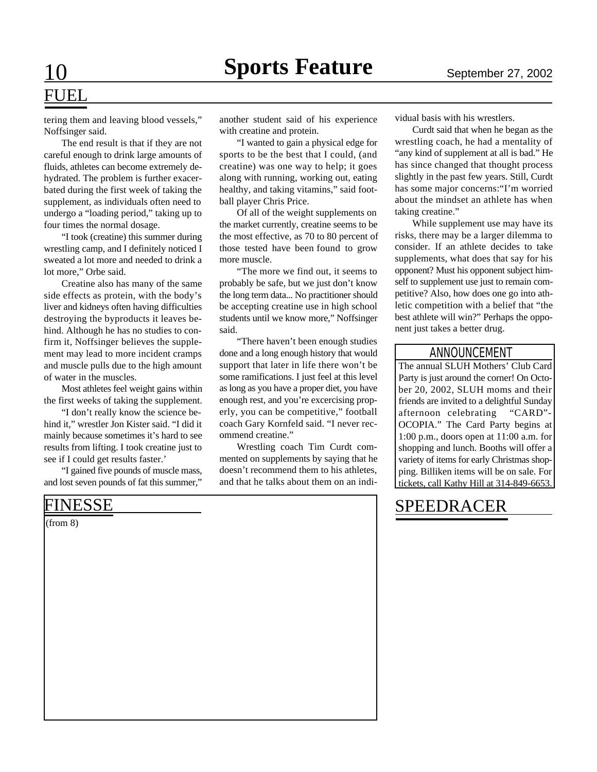## FUEL

tering them and leaving blood vessels," Noffsinger said.

The end result is that if they are not careful enough to drink large amounts of fluids, athletes can become extremely dehydrated. The problem is further exacerbated during the first week of taking the supplement, as individuals often need to undergo a "loading period," taking up to four times the normal dosage.

"I took (creatine) this summer during wrestling camp, and I definitely noticed I sweated a lot more and needed to drink a lot more," Orbe said.

Creatine also has many of the same side effects as protein, with the body's liver and kidneys often having difficulties destroying the byproducts it leaves behind. Although he has no studies to confirm it, Noffsinger believes the supplement may lead to more incident cramps and muscle pulls due to the high amount of water in the muscles.

Most athletes feel weight gains within the first weeks of taking the supplement.

"I don't really know the science behind it," wrestler Jon Kister said. "I did it mainly because sometimes it's hard to see results from lifting. I took creatine just to see if I could get results faster.'

"I gained five pounds of muscle mass, and lost seven pounds of fat this summer," another student said of his experience with creatine and protein.

"I wanted to gain a physical edge for sports to be the best that I could, (and creatine) was one way to help; it goes along with running, working out, eating healthy, and taking vitamins," said football player Chris Price.

Of all of the weight supplements on the market currently, creatine seems to be the most effective, as 70 to 80 percent of those tested have been found to grow more muscle.

"The more we find out, it seems to probably be safe, but we just don't know the long term data... No practitioner should be accepting creatine use in high school students until we know more," Noffsinger said.

"There haven't been enough studies done and a long enough history that would support that later in life there won't be some ramifications. I just feel at this level as long as you have a proper diet, you have enough rest, and you're excercising properly, you can be competitive," football coach Gary Kornfeld said. "I never recommend creatine."

Wrestling coach Tim Curdt commented on supplements by saying that he doesn't recommend them to his athletes, and that he talks about them on an individual basis with his wrestlers.

Curdt said that when he began as the wrestling coach, he had a mentality of "any kind of supplement at all is bad." He has since changed that thought process slightly in the past few years. Still, Curdt has some major concerns:"I'm worried about the mindset an athlete has when taking creatine."

While supplement use may have its risks, there may be a larger dilemma to consider. If an athlete decides to take supplements, what does that say for his opponent? Must his opponent subject himself to supplement use just to remain competitive? Also, how does one go into athletic competition with a belief that "the best athlete will win?" Perhaps the opponent just takes a better drug.

### ANNOUNCEMENT

The annual SLUH Mothers' Club Card Party is just around the corner! On October 20, 2002, SLUH moms and their friends are invited to a delightful Sunday afternoon celebrating "CARD"-OCOPIA." The Card Party begins at 1:00 p.m., doors open at 11:00 a.m. for shopping and lunch. Booths will offer a variety of items for early Christmas shopping. Billiken items will be on sale. For tickets, call Kathy Hill at 314-849-6653.

## FINESSE

(from 8)

## SPEEDRACER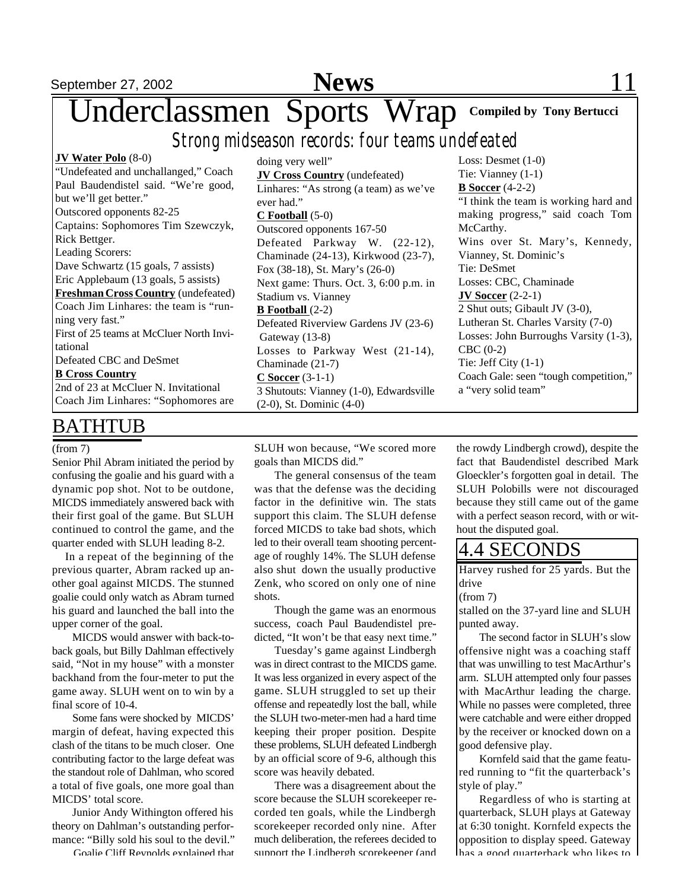# Underclassmen Sports Wrap

**Compiled by Tony Bertucci**

*Strong midseason records: four teams undefeated*

**JV Water Polo** (8-0)
"Undefeated and unchallanged," Coach Paul Baudendistel said. "We're good, but we'll get better."
Outscored opponents 82-25
Captains: Sophomores Tim Szewczyk, Rick Bettger.
Leading Scorers:
Dave Schwartz (15 goals, 7 assists)
Eric Applebaum (13 goals, 5 assists)

**Freshman Cross Country** (undefeated)
Coach Jim Linhares: the team is "running very fast."
First of 25 teams at McCluer North Invitational
Defeated CBC and DeSmet

**B Cross Country**
2nd of 23 at McCluer N. Invitational
Coach Jim Linhares: "Sophomores are doing very well"

**JV Cross Country** (undefeated)
Linhares: "As strong (a team) as we've ever had."

**C Football** (5-0)
Outscored opponents 167-50
Defeated Parkway W. (22-12), Chaminade (24-13), Kirkwood (23-7), Fox (38-18), St. Mary's (26-0)
Next game: Thurs. Oct. 3, 6:00 p.m. in Stadium vs. Vianney

**B Football** (2-2)
Defeated Riverview Gardens JV (23-6) Gateway (13-8)
Losses to Parkway West (21-14), Chaminade (21-7)

**C Soccer** (3-1-1)
3 Shutouts: Vianney (1-0), Edwardsville (2-0), St. Dominic (4-0)
Loss: Desmet (1-0)
Tie: Vianney (1-1)

**B Soccer** (4-2-2)
"I think the team is working hard and making progress," said coach Tom McCarthy.
Wins over St. Mary's, Kennedy, Vianney, St. Dominic's
Tie: DeSmet
Losses: CBC, Chaminade

**JV Soccer** (2-2-1)
2 Shut outs; Gibault JV (3-0), Lutheran St. Charles Varsity (7-0)
Losses: John Burroughs Varsity (1-3), CBC (0-2)
Tie: Jeff City (1-1)
Coach Gale: seen "tough competition," a "very solid team"

## BATHTUB

(from 7)

Senior Phil Abram initiated the period by confusing the goalie and his guard with a dynamic pop shot. Not to be outdone, MICDS immediately answered back with their first goal of the game. But SLUH continued to control the game, and the quarter ended with SLUH leading 8-2.

In a repeat of the beginning of the previous quarter, Abram racked up another goal against MICDS. The stunned goalie could only watch as Abram turned his guard and launched the ball into the upper corner of the goal.

MICDS would answer with back-to-back goals, but Billy Dahlman effectively said, "Not in my house" with a monster backhand from the four-meter to put the game away. SLUH went on to win by a final score of 10-4.

Some fans were shocked by MICDS' margin of defeat, having expected this clash of the titans to be much closer. One contributing factor to the large defeat was the standout role of Dahlman, who scored a total of five goals, one more goal than MICDS' total score.

Junior Andy Withington offered his theory on Dahlman's outstanding performance: "Billy sold his soul to the devil."

Goalie Cliff Reynolds explained that SLUH won because, "We scored more goals than MICDS did."

The general consensus of the team was that the defense was the deciding factor in the definitive win. The stats support this claim. The SLUH defense forced MICDS to take bad shots, which led to their overall team shooting percentage of roughly 14%. The SLUH defense also shut down the usually productive Zenk, who scored on only one of nine shots.

Though the game was an enormous success, coach Paul Baudendistel predicted, "It won't be that easy next time."

Tuesday's game against Lindbergh was in direct contrast to the MICDS game. It was less organized in every aspect of the game. SLUH struggled to set up their offense and repeatedly lost the ball, while the SLUH two-meter-men had a hard time keeping their proper position. Despite these problems, SLUH defeated Lindbergh by an official score of 9-6, although this score was heavily debated.

There was a disagreement about the score because the SLUH scorekeeper recorded ten goals, while the Lindbergh scorekeeper recorded only nine. After much deliberation, the referees decided to support the Lindbergh scorekeeper (and the rowdy Lindbergh crowd), despite the fact that Baudendistel described Mark Gloeckler's forgotten goal in detail. The SLUH Polobills were not discouraged because they still came out of the game with a perfect season record, with or without the disputed goal.

## 4.4 SECONDS

Harvey rushed for 25 yards. But the drive

(from 7)

stalled on the 37-yard line and SLUH punted away.

The second factor in SLUH's slow offensive night was a coaching staff that was unwilling to test MacArthur's arm. SLUH attempted only four passes with MacArthur leading the charge. While no passes were completed, three were catchable and were either dropped by the receiver or knocked down on a good defensive play.

Kornfeld said that the game featured running to "fit the quarterback's style of play."

Regardless of who is starting at quarterback, SLUH plays at Gateway at 6:30 tonight. Kornfeld expects the opposition to display speed. Gateway has a good quarterback who likes to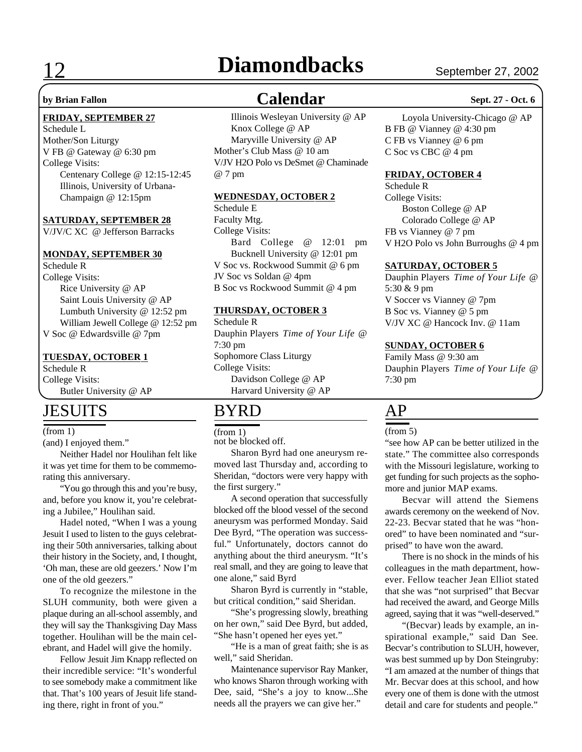# Diamondbacks

## Calendar

by Brian Fallon

Sept. 27 - Oct. 6

**FRIDAY, SEPTEMBER 27**
Schedule L
Mother/Son Liturgy
V FB @ Gateway @ 6:30 pm
College Visits:
Centenary College @ 12:15-12:45
Illinois, University of Urbana-Champaign @ 12:15pm

**SATURDAY, SEPTEMBER 28**
V/JV/C XC @ Jefferson Barracks

**MONDAY, SEPTEMBER 30**
Schedule R
College Visits:
Rice University @ AP
Saint Louis University @ AP
Lumbuth University @ 12:52 pm
William Jewell College @ 12:52 pm
V Soc @ Edwardsville @ 7pm

**TUESDAY, OCTOBER 1**
Schedule R
College Visits:
Butler University @ AP
Illinois Wesleyan University @ AP
Knox College @ AP
Maryville University @ AP
Mother's Club Mass @ 10 am
V/JV H2O Polo vs DeSmet @ Chaminade @ 7 pm

**WEDNESDAY, OCTOBER 2**
Schedule E
Faculty Mtg.
College Visits:
Bard College @ 12:01 pm
Bucknell University @ 12:01 pm
V Soc vs. Rockwood Summit @ 6 pm
JV Soc vs Soldan @ 4pm
B Soc vs Rockwood Summit @ 4 pm

**THURSDAY, OCTOBER 3**
Schedule R
Dauphin Players *Time of Your Life* @ 7:30 pm
Sophomore Class Liturgy
College Visits:
Davidson College @ AP
Harvard University @ AP
Loyola University-Chicago @ AP
B FB @ Vianney @ 4:30 pm
C FB vs Vianney @ 6 pm
C Soc vs CBC @ 4 pm

**FRIDAY, OCTOBER 4**
Schedule R
College Visits:
Boston College @ AP
Colorado College @ AP
FB vs Vianney @ 7 pm
V H2O Polo vs John Burroughs @ 4 pm

**SATURDAY, OCTOBER 5**
Dauphin Players *Time of Your Life* @ 5:30 & 9 pm
V Soccer vs Vianney @ 7pm
B Soc vs. Vianney @ 5 pm
V/JV XC @ Hancock Inv. @ 11am

**SUNDAY, OCTOBER 6**
Family Mass @ 9:30 am
Dauphin Players *Time of Your Life* @ 7:30 pm

## JESUITS

(from 1)

(and) I enjoyed them."

Neither Hadel nor Houlihan felt like it was yet time for them to be commemorating this anniversary.

"You go through this and you're busy, and, before you know it, you're celebrating a Jubilee," Houlihan said.

Hadel noted, "When I was a young Jesuit I used to listen to the guys celebrating their 50th anniversaries, talking about their history in the Society, and, I thought, 'Oh man, these are old geezers.' Now I'm one of the old geezers."

To recognize the milestone in the SLUH community, both were given a plaque during an all-school assembly, and they will say the Thanksgiving Day Mass together. Houlihan will be the main celebrant, and Hadel will give the homily.

Fellow Jesuit Jim Knapp reflected on their incredible service: "It's wonderful to see somebody make a commitment like that. That's 100 years of Jesuit life standing there, right in front of you."

## BYRD

(from 1)

not be blocked off.

Sharon Byrd had one aneurysm removed last Thursday and, according to Sheridan, "doctors were very happy with the first surgery."

A second operation that successfully blocked off the blood vessel of the second aneurysm was performed Monday. Said Dee Byrd, "The operation was successful." Unfortunately, doctors cannot do anything about the third aneurysm. "It's real small, and they are going to leave that one alone," said Byrd

Sharon Byrd is currently in "stable, but critical condition," said Sheridan.

"She's progressing slowly, breathing on her own," said Dee Byrd, but added, "She hasn't opened her eyes yet."

"He is a man of great faith; she is as well," said Sheridan.

Maintenance supervisor Ray Manker, who knows Sharon through working with Dee, said, "She's a joy to know...She needs all the prayers we can give her."

## AP

(from 5)

"see how AP can be better utilized in the state." The committee also corresponds with the Missouri legislature, working to get funding for such projects as the sophomore and junior MAP exams.

Becvar will attend the Siemens awards ceremony on the weekend of Nov. 22-23. Becvar stated that he was "honored" to have been nominated and "surprised" to have won the award.

There is no shock in the minds of his colleagues in the math department, however. Fellow teacher Jean Elliot stated that she was "not surprised" that Becvar had received the award, and George Mills agreed, saying that it was "well-deserved."

"(Becvar) leads by example, an inspirational example," said Dan See. Becvar's contribution to SLUH, however, was best summed up by Don Steingruby: "I am amazed at the number of things that Mr. Becvar does at this school, and how every one of them is done with the utmost detail and care for students and people."